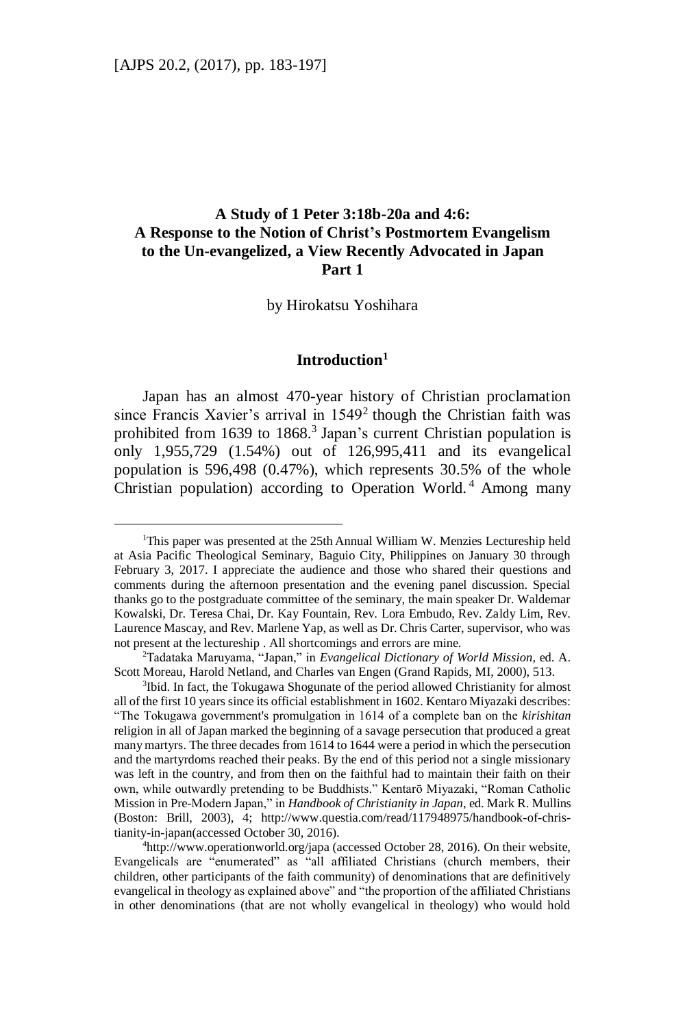# A Study of 1 Peter 3:18b-20a and 4:6: A Response to the Notion of Christ's Postmortem Evangelism to the Un-evangelized, a View Recently Advocated in Japan Part 1

by Hirokatsu Yoshihara

## Introduction[1]

Japan has an almost 470-year history of Christian proclamation since Francis Xavier's arrival in 1549[2] though the Christian faith was prohibited from 1639 to 1868.[3] Japan's current Christian population is only 1,955,729 (1.54%) out of 126,995,411 and its evangelical population is 596,498 (0.47%), which represents 30.5% of the whole Christian population) according to Operation World.[4] Among many

---

[1]This paper was presented at the 25th Annual William W. Menzies Lectureship held at Asia Pacific Theological Seminary, Baguio City, Philippines on January 30 through February 3, 2017. I appreciate the audience and those who shared their questions and comments during the afternoon presentation and the evening panel discussion. Special thanks go to the postgraduate committee of the seminary, the main speaker Dr. Waldemar Kowalski, Dr. Teresa Chai, Dr. Kay Fountain, Rev. Lora Embudo, Rev. Zaldy Lim, Rev. Laurence Mascay, and Rev. Marlene Yap, as well as Dr. Chris Carter, supervisor, who was not present at the lectureship . All shortcomings and errors are mine.

[2]Tadataka Maruyama, "Japan," in *Evangelical Dictionary of World Mission*, ed. A. Scott Moreau, Harold Netland, and Charles van Engen (Grand Rapids, MI, 2000), 513.

[3]Ibid. In fact, the Tokugawa Shogunate of the period allowed Christianity for almost all of the first 10 years since its official establishment in 1602. Kentaro Miyazaki describes: "The Tokugawa government's promulgation in 1614 of a complete ban on the *kirishitan* religion in all of Japan marked the beginning of a savage persecution that produced a great many martyrs. The three decades from 1614 to 1644 were a period in which the persecution and the martyrdoms reached their peaks. By the end of this period not a single missionary was left in the country, and from then on the faithful had to maintain their faith on their own, while outwardly pretending to be Buddhists." Kentarō Miyazaki, "Roman Catholic Mission in Pre-Modern Japan," in *Handbook of Christianity in Japan*, ed. Mark R. Mullins (Boston: Brill, 2003), 4; http://www.questia.com/read/117948975/handbook-of-christianity-in-japan(accessed October 30, 2016).

[4]http://www.operationworld.org/japa (accessed October 28, 2016). On their website, Evangelicals are "enumerated" as "all affiliated Christians (church members, their children, other participants of the faith community) of denominations that are definitively evangelical in theology as explained above" and "the proportion of the affiliated Christians in other denominations (that are not wholly evangelical in theology) who would hold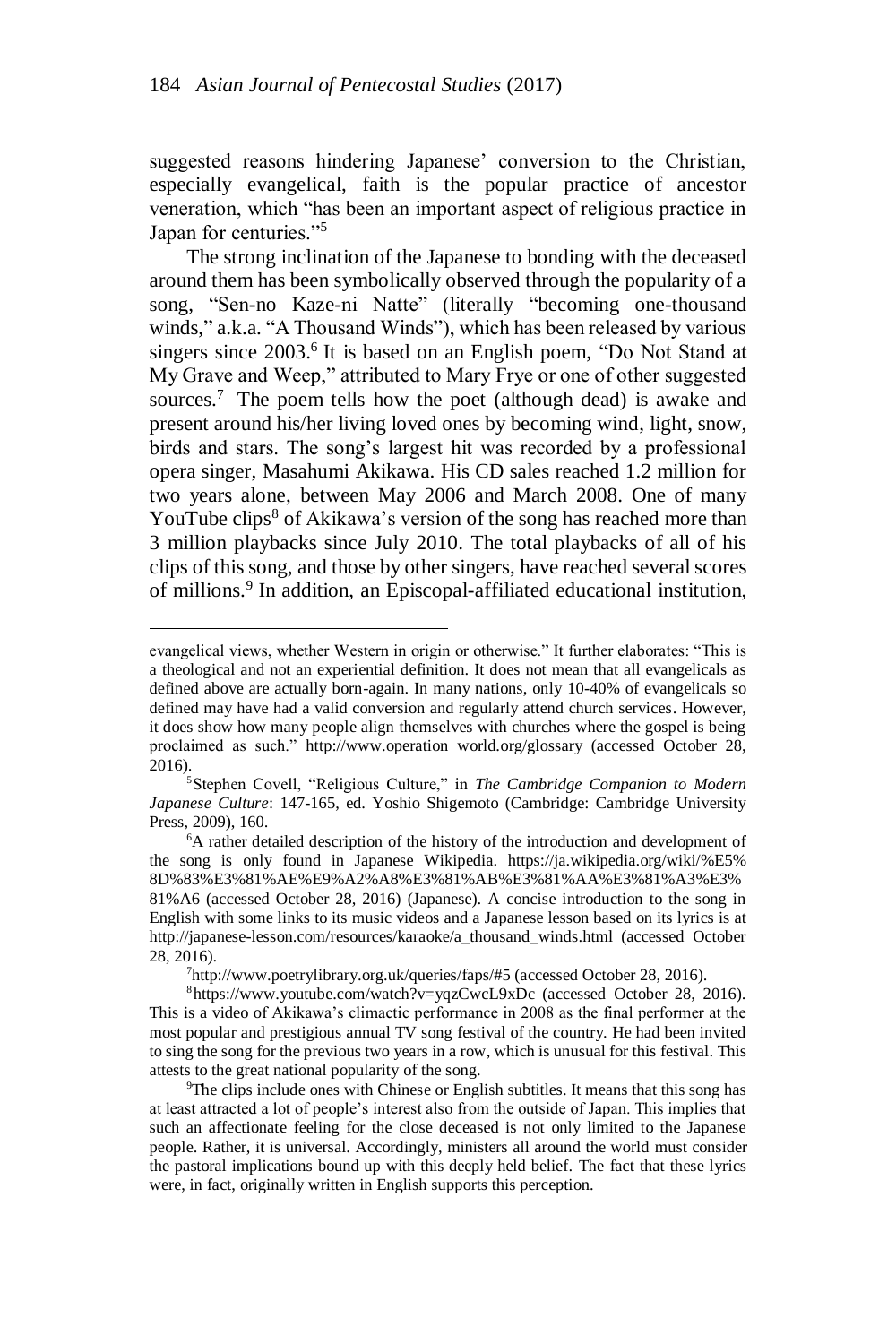suggested reasons hindering Japanese' conversion to the Christian, especially evangelical, faith is the popular practice of ancestor veneration, which "has been an important aspect of religious practice in Japan for centuries."[5]

The strong inclination of the Japanese to bonding with the deceased around them has been symbolically observed through the popularity of a song, "Sen-no Kaze-ni Natte" (literally "becoming one-thousand winds," a.k.a. "A Thousand Winds"), which has been released by various singers since 2003.[6] It is based on an English poem, "Do Not Stand at My Grave and Weep," attributed to Mary Frye or one of other suggested sources.[7] The poem tells how the poet (although dead) is awake and present around his/her living loved ones by becoming wind, light, snow, birds and stars. The song's largest hit was recorded by a professional opera singer, Masahumi Akikawa. His CD sales reached 1.2 million for two years alone, between May 2006 and March 2008. One of many YouTube clips[8] of Akikawa's version of the song has reached more than 3 million playbacks since July 2010. The total playbacks of all of his clips of this song, and those by other singers, have reached several scores of millions.[9] In addition, an Episcopal-affiliated educational institution,

---

evangelical views, whether Western in origin or otherwise." It further elaborates: "This is a theological and not an experiential definition. It does not mean that all evangelicals as defined above are actually born-again. In many nations, only 10-40% of evangelicals so defined may have had a valid conversion and regularly attend church services. However, it does show how many people align themselves with churches where the gospel is being proclaimed as such." http://www.operation world.org/glossary (accessed October 28, 2016).

[5]Stephen Covell, "Religious Culture," in *The Cambridge Companion to Modern Japanese Culture*: 147-165, ed. Yoshio Shigemoto (Cambridge: Cambridge University Press, 2009), 160.

[6]A rather detailed description of the history of the introduction and development of the song is only found in Japanese Wikipedia. https://ja.wikipedia.org/wiki/%E5%8D%83%E3%81%AE%E9%A2%A8%E3%81%AB%E3%81%AA%E3%81%A3%E3%81%A6 (accessed October 28, 2016) (Japanese). A concise introduction to the song in English with some links to its music videos and a Japanese lesson based on its lyrics is at http://japanese-lesson.com/resources/karaoke/a_thousand_winds.html (accessed October 28, 2016).

[7]http://www.poetrylibrary.org.uk/queries/faps/#5 (accessed October 28, 2016).

[8]https://www.youtube.com/watch?v=yqzCwcL9xDc (accessed October 28, 2016). This is a video of Akikawa's climactic performance in 2008 as the final performer at the most popular and prestigious annual TV song festival of the country. He had been invited to sing the song for the previous two years in a row, which is unusual for this festival. This attests to the great national popularity of the song.

[9]The clips include ones with Chinese or English subtitles. It means that this song has at least attracted a lot of people's interest also from the outside of Japan. This implies that such an affectionate feeling for the close deceased is not only limited to the Japanese people. Rather, it is universal. Accordingly, ministers all around the world must consider the pastoral implications bound up with this deeply held belief. The fact that these lyrics were, in fact, originally written in English supports this perception.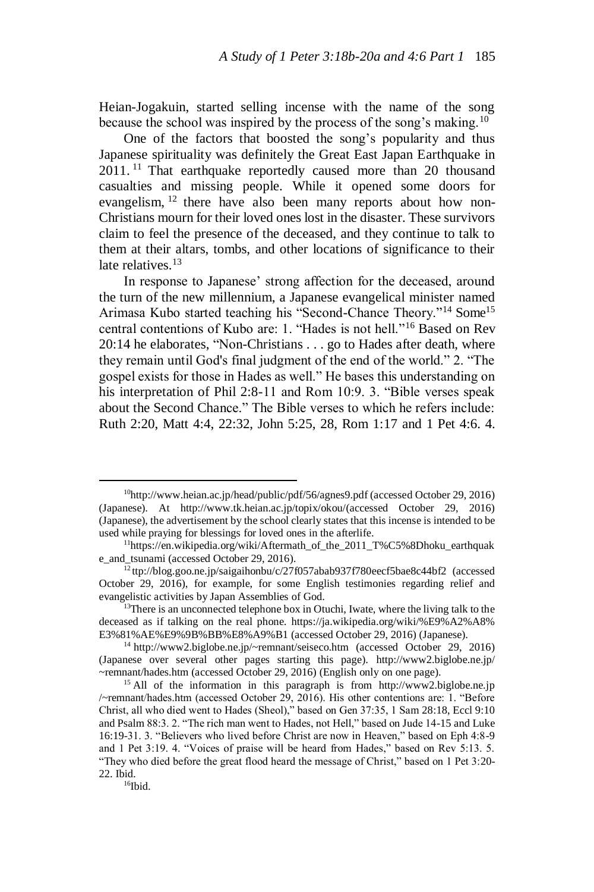Heian-Jogakuin, started selling incense with the name of the song because the school was inspired by the process of the song's making.[10]

One of the factors that boosted the song's popularity and thus Japanese spirituality was definitely the Great East Japan Earthquake in 2011.[11] That earthquake reportedly caused more than 20 thousand casualties and missing people. While it opened some doors for evangelism,[12] there have also been many reports about how non-Christians mourn for their loved ones lost in the disaster. These survivors claim to feel the presence of the deceased, and they continue to talk to them at their altars, tombs, and other locations of significance to their late relatives.[13]

In response to Japanese' strong affection for the deceased, around the turn of the new millennium, a Japanese evangelical minister named Arimasa Kubo started teaching his "Second-Chance Theory."[14] Some[15] central contentions of Kubo are: 1. "Hades is not hell."[16] Based on Rev 20:14 he elaborates, "Non-Christians . . . go to Hades after death, where they remain until God's final judgment of the end of the world." 2. "The gospel exists for those in Hades as well." He bases this understanding on his interpretation of Phil 2:8-11 and Rom 10:9. 3. "Bible verses speak about the Second Chance." The Bible verses to which he refers include: Ruth 2:20, Matt 4:4, 22:32, John 5:25, 28, Rom 1:17 and 1 Pet 4:6. 4.

---

[10] http://www.heian.ac.jp/head/public/pdf/56/agnes9.pdf (accessed October 29, 2016) (Japanese). At http://www.tk.heian.ac.jp/topix/okou/(accessed October 29, 2016) (Japanese), the advertisement by the school clearly states that this incense is intended to be used while praying for blessings for loved ones in the afterlife.

[11] https://en.wikipedia.org/wiki/Aftermath_of_the_2011_T%C5%8Dhoku_earthquake_and_tsunami (accessed October 29, 2016).

[12] ttp://blog.goo.ne.jp/saigaihonbu/c/27f057abab937f780eecf5bae8c44bf2 (accessed October 29, 2016), for example, for some English testimonies regarding relief and evangelistic activities by Japan Assemblies of God.

[13] There is an unconnected telephone box in Otuchi, Iwate, where the living talk to the deceased as if talking on the real phone. https://ja.wikipedia.org/wiki/%E9%A2%A8%E3%81%AE%E9%9B%BB%E8%A9%B1 (accessed October 29, 2016) (Japanese).

[14] http://www2.biglobe.ne.jp/~remnant/seiseco.htm (accessed October 29, 2016) (Japanese over several other pages starting this page). http://www2.biglobe.ne.jp/~remnant/hades.htm (accessed October 29, 2016) (English only on one page).

[15] All of the information in this paragraph is from http://www2.biglobe.ne.jp/~remnant/hades.htm (accessed October 29, 2016). His other contentions are: 1. "Before Christ, all who died went to Hades (Sheol)," based on Gen 37:35, 1 Sam 28:18, Eccl 9:10 and Psalm 88:3. 2. "The rich man went to Hades, not Hell," based on Jude 14-15 and Luke 16:19-31. 3. "Believers who lived before Christ are now in Heaven," based on Eph 4:8-9 and 1 Pet 3:19. 4. "Voices of praise will be heard from Hades," based on Rev 5:13. 5. "They who died before the great flood heard the message of Christ," based on 1 Pet 3:20-22. Ibid.

[16] Ibid.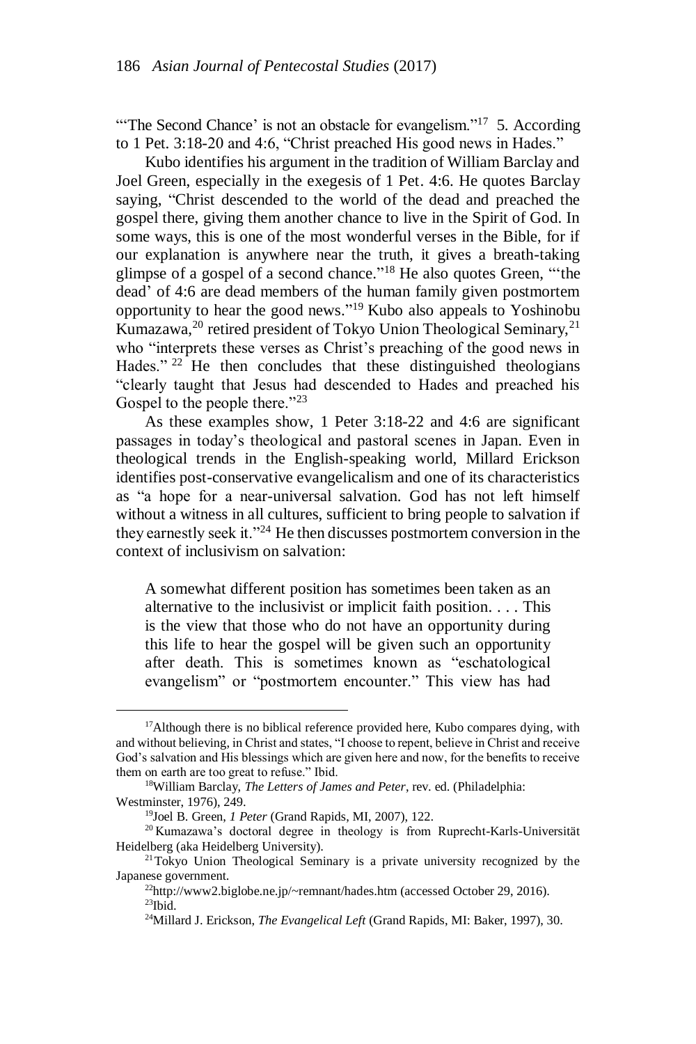"'The Second Chance' is not an obstacle for evangelism."[17] 5. According to 1 Pet. 3:18-20 and 4:6, "Christ preached His good news in Hades."

Kubo identifies his argument in the tradition of William Barclay and Joel Green, especially in the exegesis of 1 Pet. 4:6. He quotes Barclay saying, "Christ descended to the world of the dead and preached the gospel there, giving them another chance to live in the Spirit of God. In some ways, this is one of the most wonderful verses in the Bible, for if our explanation is anywhere near the truth, it gives a breath-taking glimpse of a gospel of a second chance."[18] He also quotes Green, "'the dead' of 4:6 are dead members of the human family given postmortem opportunity to hear the good news."[19] Kubo also appeals to Yoshinobu Kumazawa,[20] retired president of Tokyo Union Theological Seminary,[21] who "interprets these verses as Christ's preaching of the good news in Hades."[22] He then concludes that these distinguished theologians "clearly taught that Jesus had descended to Hades and preached his Gospel to the people there."[23]

As these examples show, 1 Peter 3:18-22 and 4:6 are significant passages in today's theological and pastoral scenes in Japan. Even in theological trends in the English-speaking world, Millard Erickson identifies post-conservative evangelicalism and one of its characteristics as "a hope for a near-universal salvation. God has not left himself without a witness in all cultures, sufficient to bring people to salvation if they earnestly seek it."[24] He then discusses postmortem conversion in the context of inclusivism on salvation:

> A somewhat different position has sometimes been taken as an alternative to the inclusivist or implicit faith position. . . . This is the view that those who do not have an opportunity during this life to hear the gospel will be given such an opportunity after death. This is sometimes known as "eschatological evangelism" or "postmortem encounter." This view has had

---

[17] Although there is no biblical reference provided here, Kubo compares dying, with and without believing, in Christ and states, "I choose to repent, believe in Christ and receive God's salvation and His blessings which are given here and now, for the benefits to receive them on earth are too great to refuse." Ibid.

[18] William Barclay, *The Letters of James and Peter*, rev. ed. (Philadelphia: Westminster, 1976), 249.

[19] Joel B. Green, *1 Peter* (Grand Rapids, MI, 2007), 122.

[20] Kumazawa's doctoral degree in theology is from Ruprecht-Karls-Universität Heidelberg (aka Heidelberg University).

[21] Tokyo Union Theological Seminary is a private university recognized by the Japanese government.

[22] http://www2.biglobe.ne.jp/~remnant/hades.htm (accessed October 29, 2016).

[23] Ibid.

[24] Millard J. Erickson, *The Evangelical Left* (Grand Rapids, MI: Baker, 1997), 30.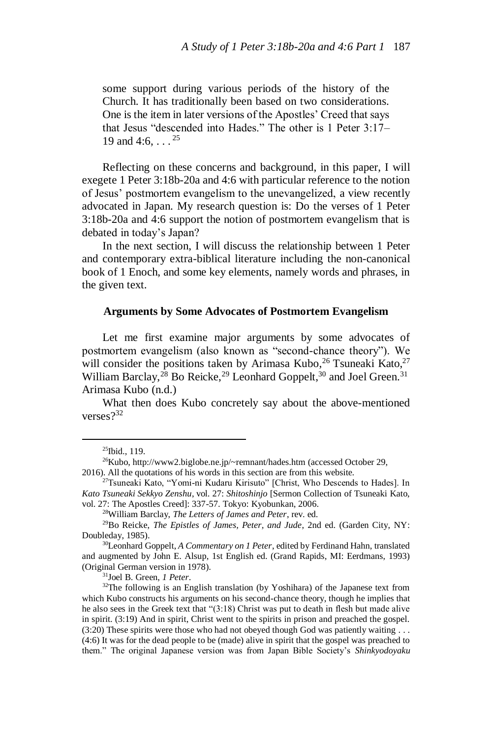some support during various periods of the history of the Church. It has traditionally been based on two considerations. One is the item in later versions of the Apostles' Creed that says that Jesus "descended into Hades." The other is 1 Peter 3:17–19 and 4:6, . . . [25]

Reflecting on these concerns and background, in this paper, I will exegete 1 Peter 3:18b-20a and 4:6 with particular reference to the notion of Jesus' postmortem evangelism to the unevangelized, a view recently advocated in Japan. My research question is: Do the verses of 1 Peter 3:18b-20a and 4:6 support the notion of postmortem evangelism that is debated in today's Japan?

In the next section, I will discuss the relationship between 1 Peter and contemporary extra-biblical literature including the non-canonical book of 1 Enoch, and some key elements, namely words and phrases, in the given text.

### Arguments by Some Advocates of Postmortem Evangelism

Let me first examine major arguments by some advocates of postmortem evangelism (also known as "second-chance theory"). We will consider the positions taken by Arimasa Kubo,[26] Tsuneaki Kato,[27] William Barclay,[28] Bo Reicke,[29] Leonhard Goppelt,[30] and Joel Green.[31]

Arimasa Kubo (n.d.)

What then does Kubo concretely say about the above-mentioned verses?[32]

---

[25] Ibid., 119.

[26] Kubo, http://www2.biglobe.ne.jp/~remnant/hades.htm (accessed October 29, 2016). All the quotations of his words in this section are from this website.

[27] Tsuneaki Kato, "Yomi-ni Kudaru Kirisuto" [Christ, Who Descends to Hades]. In *Kato Tsuneaki Sekkyo Zenshu*, vol. 27: *Shitoshinjo* [Sermon Collection of Tsuneaki Kato, vol. 27: The Apostles Creed]: 337-57. Tokyo: Kyobunkan, 2006.

[28] William Barclay, *The Letters of James and Peter*, rev. ed.

[29] Bo Reicke, *The Epistles of James, Peter, and Jude*, 2nd ed. (Garden City, NY: Doubleday, 1985).

[30] Leonhard Goppelt, *A Commentary on 1 Peter*, edited by Ferdinand Hahn, translated and augmented by John E. Alsup, 1st English ed. (Grand Rapids, MI: Eerdmans, 1993) (Original German version in 1978).

[31] Joel B. Green, *1 Peter*.

[32] The following is an English translation (by Yoshihara) of the Japanese text from which Kubo constructs his arguments on his second-chance theory, though he implies that he also sees in the Greek text that "(3:18) Christ was put to death in flesh but made alive in spirit. (3:19) And in spirit, Christ went to the spirits in prison and preached the gospel. (3:20) These spirits were those who had not obeyed though God was patiently waiting . . . (4:6) It was for the dead people to be (made) alive in spirit that the gospel was preached to them." The original Japanese version was from Japan Bible Society's *Shinkyodoyaku*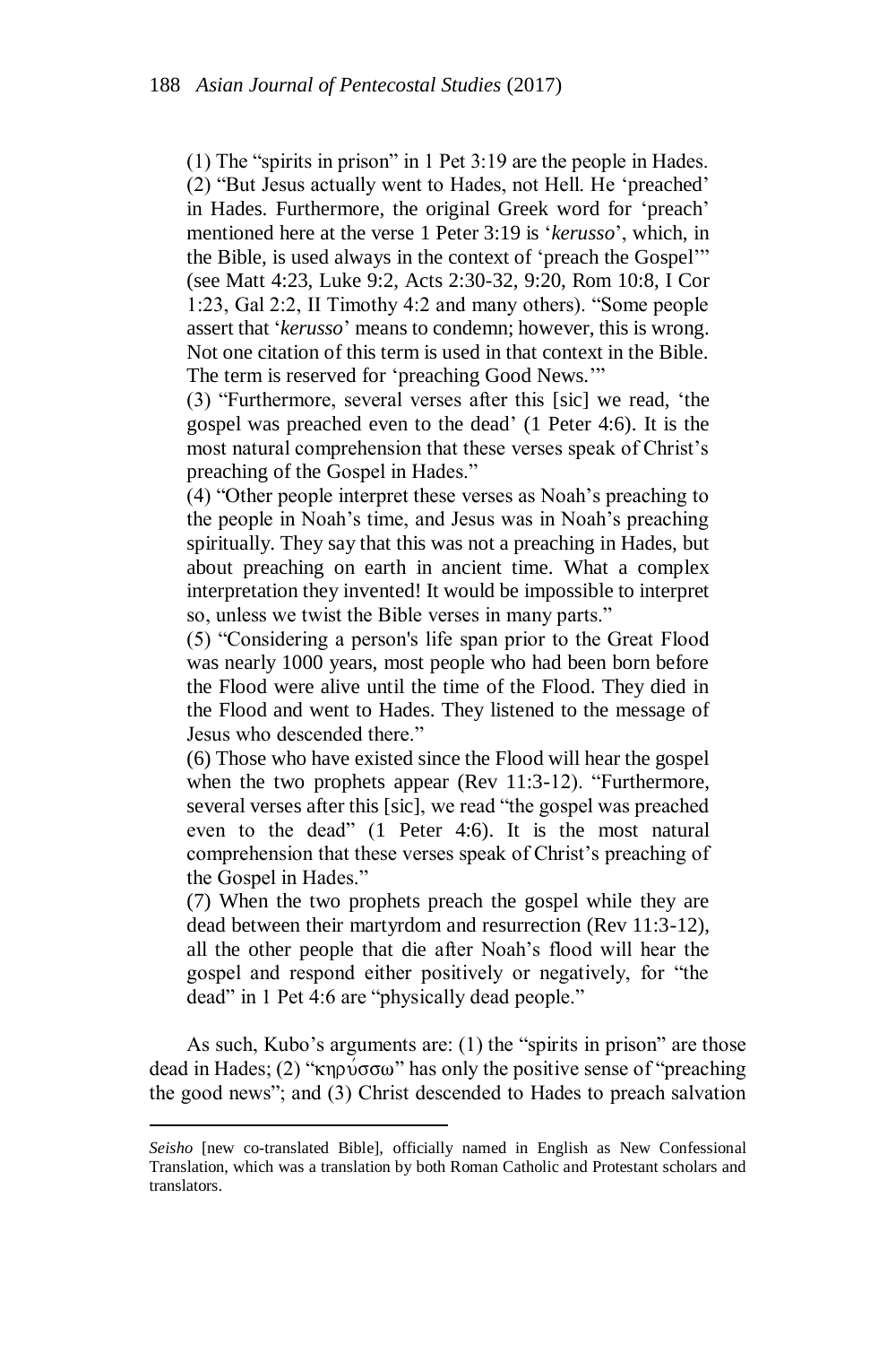(1) The "spirits in prison" in 1 Pet 3:19 are the people in Hades.
(2) "But Jesus actually went to Hades, not Hell. He 'preached' in Hades. Furthermore, the original Greek word for 'preach' mentioned here at the verse 1 Peter 3:19 is '*kerusso*', which, in the Bible, is used always in the context of 'preach the Gospel'" (see Matt 4:23, Luke 9:2, Acts 2:30-32, 9:20, Rom 10:8, I Cor 1:23, Gal 2:2, II Timothy 4:2 and many others). "Some people assert that '*kerusso*' means to condemn; however, this is wrong. Not one citation of this term is used in that context in the Bible. The term is reserved for 'preaching Good News.'"
(3) "Furthermore, several verses after this [sic] we read, 'the gospel was preached even to the dead' (1 Peter 4:6). It is the most natural comprehension that these verses speak of Christ's preaching of the Gospel in Hades."
(4) "Other people interpret these verses as Noah's preaching to the people in Noah's time, and Jesus was in Noah's preaching spiritually. They say that this was not a preaching in Hades, but about preaching on earth in ancient time. What a complex interpretation they invented! It would be impossible to interpret so, unless we twist the Bible verses in many parts."
(5) "Considering a person's life span prior to the Great Flood was nearly 1000 years, most people who had been born before the Flood were alive until the time of the Flood. They died in the Flood and went to Hades. They listened to the message of Jesus who descended there."
(6) Those who have existed since the Flood will hear the gospel when the two prophets appear (Rev 11:3-12). "Furthermore, several verses after this [sic], we read "the gospel was preached even to the dead" (1 Peter 4:6). It is the most natural comprehension that these verses speak of Christ's preaching of the Gospel in Hades."
(7) When the two prophets preach the gospel while they are dead between their martyrdom and resurrection (Rev 11:3-12), all the other people that die after Noah's flood will hear the gospel and respond either positively or negatively, for "the dead" in 1 Pet 4:6 are "physically dead people."

As such, Kubo's arguments are: (1) the "spirits in prison" are those dead in Hades; (2) "κηρύσσω" has only the positive sense of "preaching the good news"; and (3) Christ descended to Hades to preach salvation

*Seisho* [new co-translated Bible], officially named in English as New Confessional Translation, which was a translation by both Roman Catholic and Protestant scholars and translators.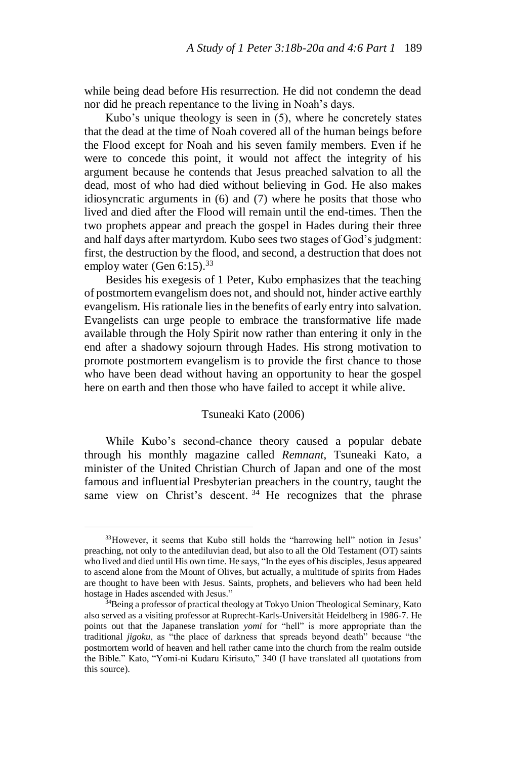while being dead before His resurrection. He did not condemn the dead nor did he preach repentance to the living in Noah's days.

Kubo's unique theology is seen in (5), where he concretely states that the dead at the time of Noah covered all of the human beings before the Flood except for Noah and his seven family members. Even if he were to concede this point, it would not affect the integrity of his argument because he contends that Jesus preached salvation to all the dead, most of who had died without believing in God. He also makes idiosyncratic arguments in (6) and (7) where he posits that those who lived and died after the Flood will remain until the end-times. Then the two prophets appear and preach the gospel in Hades during their three and half days after martyrdom. Kubo sees two stages of God's judgment: first, the destruction by the flood, and second, a destruction that does not employ water (Gen 6:15).[33]

Besides his exegesis of 1 Peter, Kubo emphasizes that the teaching of postmortem evangelism does not, and should not, hinder active earthly evangelism. His rationale lies in the benefits of early entry into salvation. Evangelists can urge people to embrace the transformative life made available through the Holy Spirit now rather than entering it only in the end after a shadowy sojourn through Hades. His strong motivation to promote postmortem evangelism is to provide the first chance to those who have been dead without having an opportunity to hear the gospel here on earth and then those who have failed to accept it while alive.

### Tsuneaki Kato (2006)

While Kubo's second-chance theory caused a popular debate through his monthly magazine called *Remnant*, Tsuneaki Kato, a minister of the United Christian Church of Japan and one of the most famous and influential Presbyterian preachers in the country, taught the same view on Christ's descent.[34] He recognizes that the phrase

---

[33] However, it seems that Kubo still holds the "harrowing hell" notion in Jesus' preaching, not only to the antediluvian dead, but also to all the Old Testament (OT) saints who lived and died until His own time. He says, "In the eyes of his disciples, Jesus appeared to ascend alone from the Mount of Olives, but actually, a multitude of spirits from Hades are thought to have been with Jesus. Saints, prophets, and believers who had been held hostage in Hades ascended with Jesus."

[34] Being a professor of practical theology at Tokyo Union Theological Seminary, Kato also served as a visiting professor at Ruprecht-Karls-Universität Heidelberg in 1986-7. He points out that the Japanese translation *yomi* for "hell" is more appropriate than the traditional *jigoku*, as "the place of darkness that spreads beyond death" because "the postmortem world of heaven and hell rather came into the church from the realm outside the Bible." Kato, "Yomi-ni Kudaru Kirisuto," 340 (I have translated all quotations from this source).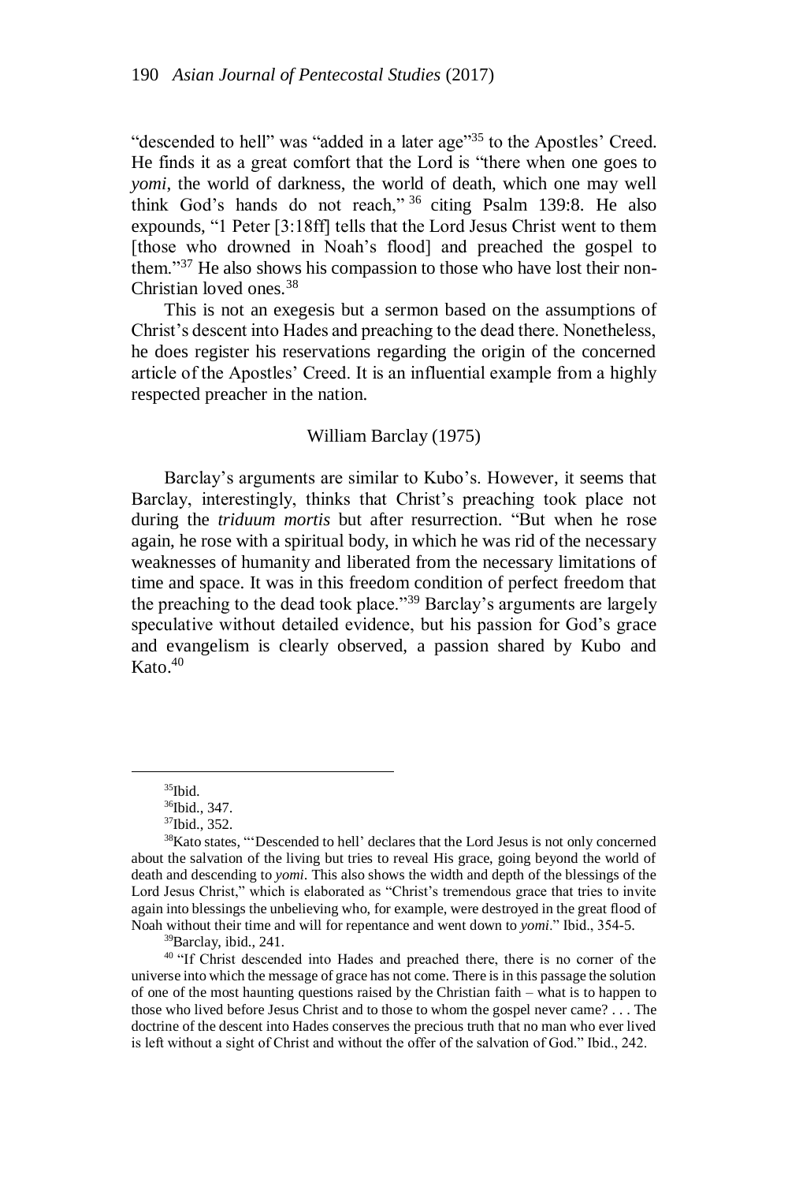"descended to hell" was "added in a later age"[35] to the Apostles' Creed. He finds it as a great comfort that the Lord is "there when one goes to *yomi*, the world of darkness, the world of death, which one may well think God's hands do not reach,"[36] citing Psalm 139:8. He also expounds, "1 Peter [3:18ff] tells that the Lord Jesus Christ went to them [those who drowned in Noah's flood] and preached the gospel to them."[37] He also shows his compassion to those who have lost their non-Christian loved ones.[38]

This is not an exegesis but a sermon based on the assumptions of Christ's descent into Hades and preaching to the dead there. Nonetheless, he does register his reservations regarding the origin of the concerned article of the Apostles' Creed. It is an influential example from a highly respected preacher in the nation.

### William Barclay (1975)

Barclay's arguments are similar to Kubo's. However, it seems that Barclay, interestingly, thinks that Christ's preaching took place not during the *triduum mortis* but after resurrection. "But when he rose again, he rose with a spiritual body, in which he was rid of the necessary weaknesses of humanity and liberated from the necessary limitations of time and space. It was in this freedom condition of perfect freedom that the preaching to the dead took place."[39] Barclay's arguments are largely speculative without detailed evidence, but his passion for God's grace and evangelism is clearly observed, a passion shared by Kubo and Kato.[40]

---

[35] Ibid.

[36] Ibid., 347.

[37] Ibid., 352.

[38] Kato states, "'Descended to hell' declares that the Lord Jesus is not only concerned about the salvation of the living but tries to reveal His grace, going beyond the world of death and descending to *yomi*. This also shows the width and depth of the blessings of the Lord Jesus Christ," which is elaborated as "Christ's tremendous grace that tries to invite again into blessings the unbelieving who, for example, were destroyed in the great flood of Noah without their time and will for repentance and went down to *yomi*." Ibid., 354-5.

[39] Barclay, ibid., 241.

[40] "If Christ descended into Hades and preached there, there is no corner of the universe into which the message of grace has not come. There is in this passage the solution of one of the most haunting questions raised by the Christian faith – what is to happen to those who lived before Jesus Christ and to those to whom the gospel never came? . . . The doctrine of the descent into Hades conserves the precious truth that no man who ever lived is left without a sight of Christ and without the offer of the salvation of God." Ibid., 242.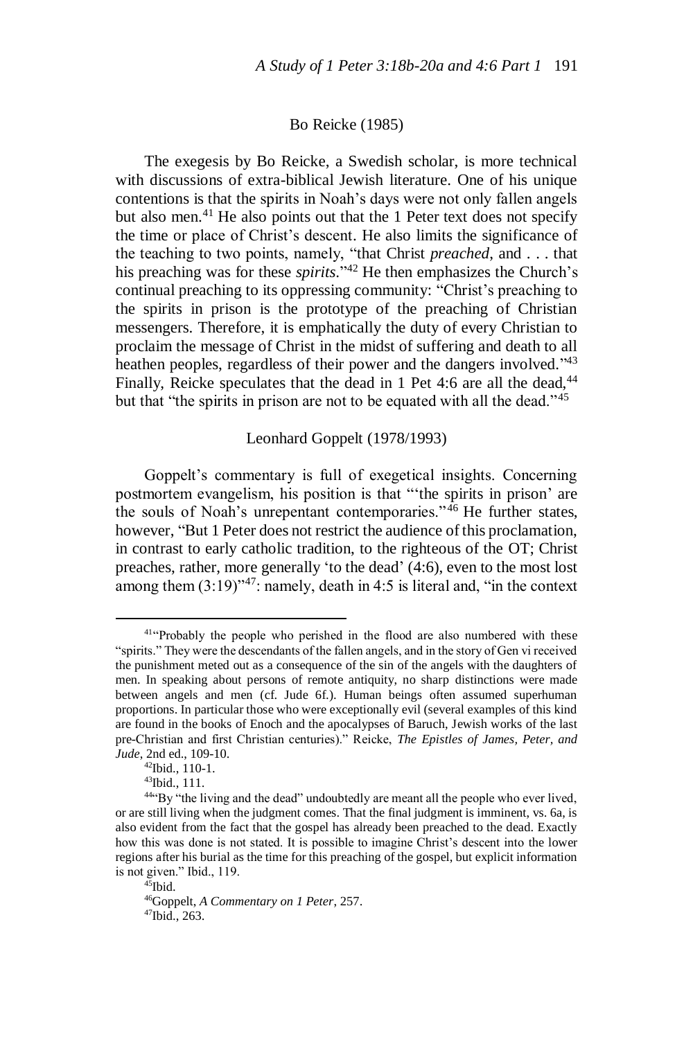### Bo Reicke (1985)

The exegesis by Bo Reicke, a Swedish scholar, is more technical with discussions of extra-biblical Jewish literature. One of his unique contentions is that the spirits in Noah's days were not only fallen angels but also men.[41] He also points out that the 1 Peter text does not specify the time or place of Christ's descent. He also limits the significance of the teaching to two points, namely, "that Christ *preached*, and . . . that his preaching was for these *spirits*."[42] He then emphasizes the Church's continual preaching to its oppressing community: "Christ's preaching to the spirits in prison is the prototype of the preaching of Christian messengers. Therefore, it is emphatically the duty of every Christian to proclaim the message of Christ in the midst of suffering and death to all heathen peoples, regardless of their power and the dangers involved."[43] Finally, Reicke speculates that the dead in 1 Pet 4:6 are all the dead,[44] but that "the spirits in prison are not to be equated with all the dead."[45]

### Leonhard Goppelt (1978/1993)

Goppelt's commentary is full of exegetical insights. Concerning postmortem evangelism, his position is that "'the spirits in prison' are the souls of Noah's unrepentant contemporaries."[46] He further states, however, "But 1 Peter does not restrict the audience of this proclamation, in contrast to early catholic tradition, to the righteous of the OT; Christ preaches, rather, more generally 'to the dead' (4:6), even to the most lost among them (3:19)"[47]: namely, death in 4:5 is literal and, "in the context

---

[41] "Probably the people who perished in the flood are also numbered with these "spirits." They were the descendants of the fallen angels, and in the story of Gen vi received the punishment meted out as a consequence of the sin of the angels with the daughters of men. In speaking about persons of remote antiquity, no sharp distinctions were made between angels and men (cf. Jude 6f.). Human beings often assumed superhuman proportions. In particular those who were exceptionally evil (several examples of this kind are found in the books of Enoch and the apocalypses of Baruch, Jewish works of the last pre-Christian and first Christian centuries)." Reicke, *The Epistles of James, Peter, and Jude*, 2nd ed., 109-10.

[42] Ibid., 110-1.

[43] Ibid., 111.

[44] "By "the living and the dead" undoubtedly are meant all the people who ever lived, or are still living when the judgment comes. That the final judgment is imminent, vs. 6a, is also evident from the fact that the gospel has already been preached to the dead. Exactly how this was done is not stated. It is possible to imagine Christ's descent into the lower regions after his burial as the time for this preaching of the gospel, but explicit information is not given." Ibid., 119.

[45] Ibid.

[46] Goppelt, *A Commentary on 1 Peter*, 257.

[47] Ibid., 263.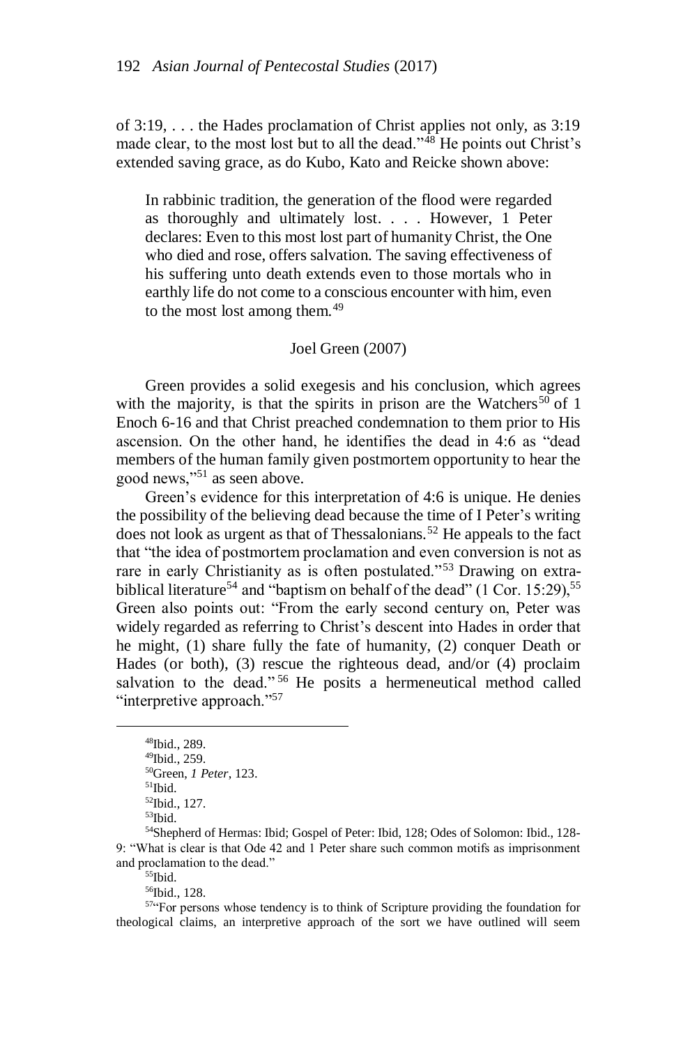of 3:19, . . . the Hades proclamation of Christ applies not only, as 3:19 made clear, to the most lost but to all the dead."[48] He points out Christ's extended saving grace, as do Kubo, Kato and Reicke shown above:

> In rabbinic tradition, the generation of the flood were regarded as thoroughly and ultimately lost. . . . However, 1 Peter declares: Even to this most lost part of humanity Christ, the One who died and rose, offers salvation. The saving effectiveness of his suffering unto death extends even to those mortals who in earthly life do not come to a conscious encounter with him, even to the most lost among them.[49]

### Joel Green (2007)

Green provides a solid exegesis and his conclusion, which agrees with the majority, is that the spirits in prison are the Watchers[50] of 1 Enoch 6-16 and that Christ preached condemnation to them prior to His ascension. On the other hand, he identifies the dead in 4:6 as "dead members of the human family given postmortem opportunity to hear the good news,"[51] as seen above.

Green's evidence for this interpretation of 4:6 is unique. He denies the possibility of the believing dead because the time of I Peter's writing does not look as urgent as that of Thessalonians.[52] He appeals to the fact that "the idea of postmortem proclamation and even conversion is not as rare in early Christianity as is often postulated."[53] Drawing on extra-biblical literature[54] and "baptism on behalf of the dead" (1 Cor. 15:29),[55] Green also points out: "From the early second century on, Peter was widely regarded as referring to Christ's descent into Hades in order that he might, (1) share fully the fate of humanity, (2) conquer Death or Hades (or both), (3) rescue the righteous dead, and/or (4) proclaim salvation to the dead."[56] He posits a hermeneutical method called "interpretive approach."[57]

---

[48]Ibid., 289.

[49]Ibid., 259.

[50]Green, *1 Peter*, 123.

[51]Ibid.

[52]Ibid., 127.

[53]Ibid.

[54]Shepherd of Hermas: Ibid; Gospel of Peter: Ibid, 128; Odes of Solomon: Ibid., 128-9: "What is clear is that Ode 42 and 1 Peter share such common motifs as imprisonment and proclamation to the dead."

[55]Ibid.

[56]Ibid., 128.

[57]"For persons whose tendency is to think of Scripture providing the foundation for theological claims, an interpretive approach of the sort we have outlined will seem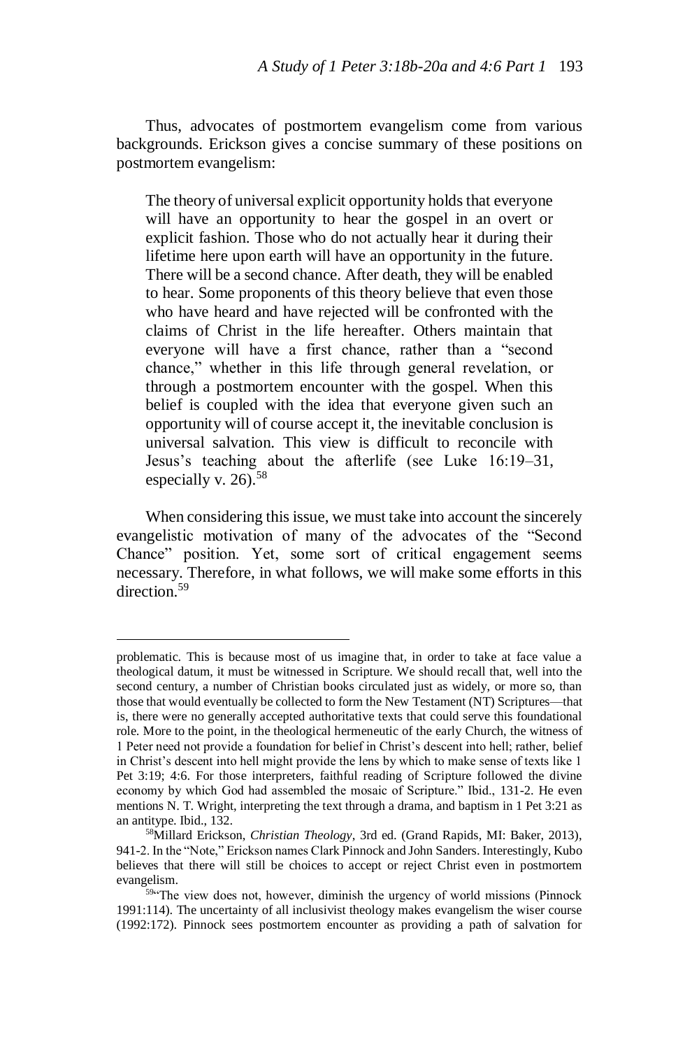Thus, advocates of postmortem evangelism come from various backgrounds. Erickson gives a concise summary of these positions on postmortem evangelism:

> The theory of universal explicit opportunity holds that everyone will have an opportunity to hear the gospel in an overt or explicit fashion. Those who do not actually hear it during their lifetime here upon earth will have an opportunity in the future. There will be a second chance. After death, they will be enabled to hear. Some proponents of this theory believe that even those who have heard and have rejected will be confronted with the claims of Christ in the life hereafter. Others maintain that everyone will have a first chance, rather than a "second chance," whether in this life through general revelation, or through a postmortem encounter with the gospel. When this belief is coupled with the idea that everyone given such an opportunity will of course accept it, the inevitable conclusion is universal salvation. This view is difficult to reconcile with Jesus's teaching about the afterlife (see Luke 16:19–31, especially v. 26).[58]

When considering this issue, we must take into account the sincerely evangelistic motivation of many of the advocates of the "Second Chance" position. Yet, some sort of critical engagement seems necessary. Therefore, in what follows, we will make some efforts in this direction.[59]

---

problematic. This is because most of us imagine that, in order to take at face value a theological datum, it must be witnessed in Scripture. We should recall that, well into the second century, a number of Christian books circulated just as widely, or more so, than those that would eventually be collected to form the New Testament (NT) Scriptures—that is, there were no generally accepted authoritative texts that could serve this foundational role. More to the point, in the theological hermeneutic of the early Church, the witness of 1 Peter need not provide a foundation for belief in Christ's descent into hell; rather, belief in Christ's descent into hell might provide the lens by which to make sense of texts like 1 Pet 3:19; 4:6. For those interpreters, faithful reading of Scripture followed the divine economy by which God had assembled the mosaic of Scripture." Ibid., 131-2. He even mentions N. T. Wright, interpreting the text through a drama, and baptism in 1 Pet 3:21 as an antitype. Ibid., 132.

[58] Millard Erickson, *Christian Theology*, 3rd ed. (Grand Rapids, MI: Baker, 2013), 941-2. In the "Note," Erickson names Clark Pinnock and John Sanders. Interestingly, Kubo believes that there will still be choices to accept or reject Christ even in postmortem evangelism.

[59] "The view does not, however, diminish the urgency of world missions (Pinnock 1991:114). The uncertainty of all inclusivist theology makes evangelism the wiser course (1992:172). Pinnock sees postmortem encounter as providing a path of salvation for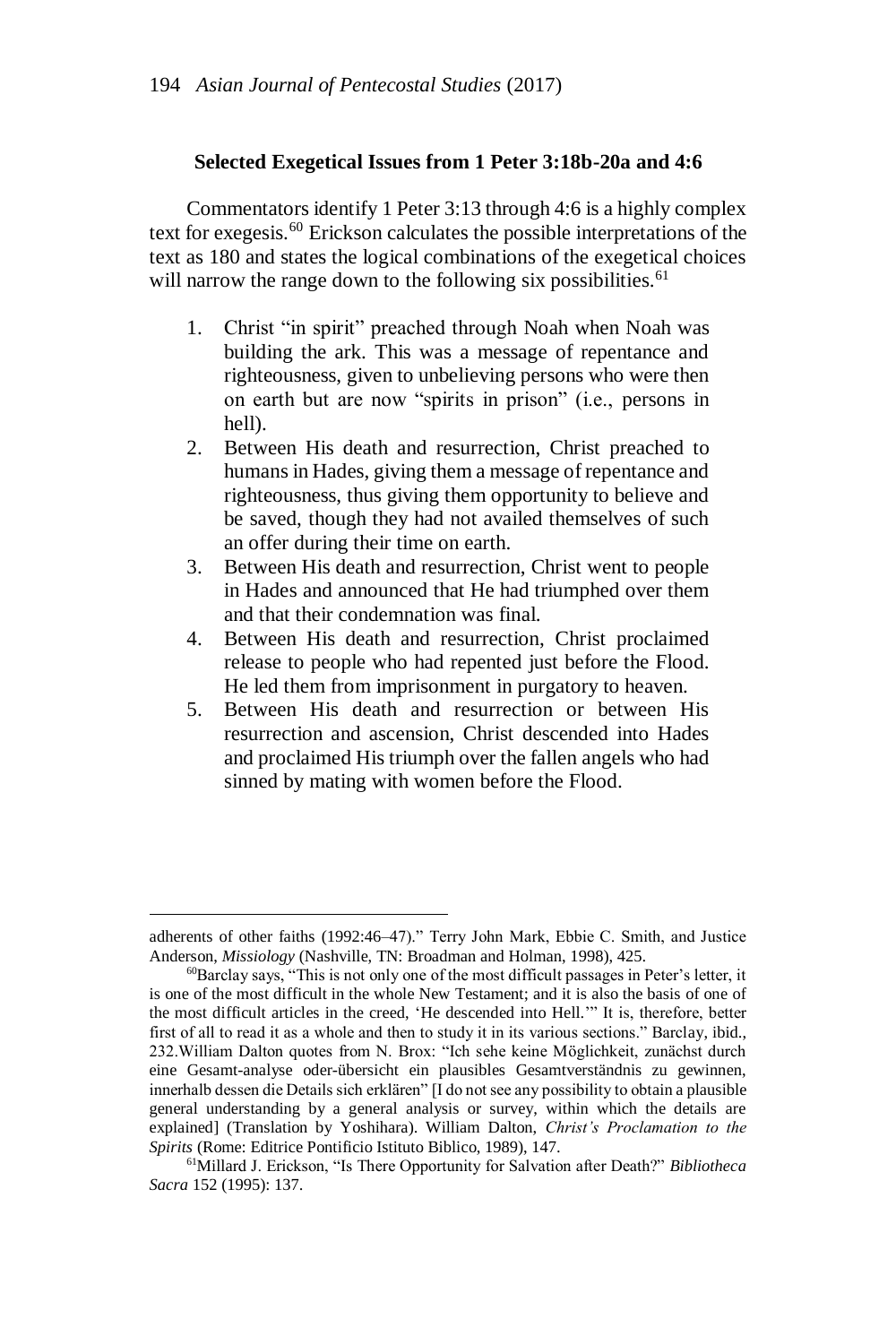### Selected Exegetical Issues from 1 Peter 3:18b-20a and 4:6

Commentators identify 1 Peter 3:13 through 4:6 is a highly complex text for exegesis.[60] Erickson calculates the possible interpretations of the text as 180 and states the logical combinations of the exegetical choices will narrow the range down to the following six possibilities.[61]

1. Christ "in spirit" preached through Noah when Noah was building the ark. This was a message of repentance and righteousness, given to unbelieving persons who were then on earth but are now "spirits in prison" (i.e., persons in hell).
2. Between His death and resurrection, Christ preached to humans in Hades, giving them a message of repentance and righteousness, thus giving them opportunity to believe and be saved, though they had not availed themselves of such an offer during their time on earth.
3. Between His death and resurrection, Christ went to people in Hades and announced that He had triumphed over them and that their condemnation was final.
4. Between His death and resurrection, Christ proclaimed release to people who had repented just before the Flood. He led them from imprisonment in purgatory to heaven.
5. Between His death and resurrection or between His resurrection and ascension, Christ descended into Hades and proclaimed His triumph over the fallen angels who had sinned by mating with women before the Flood.

---

adherents of other faiths (1992:46–47)." Terry John Mark, Ebbie C. Smith, and Justice Anderson, *Missiology* (Nashville, TN: Broadman and Holman, 1998), 425.

[60] Barclay says, "This is not only one of the most difficult passages in Peter's letter, it is one of the most difficult in the whole New Testament; and it is also the basis of one of the most difficult articles in the creed, 'He descended into Hell.'" It is, therefore, better first of all to read it as a whole and then to study it in its various sections." Barclay, ibid., 232.William Dalton quotes from N. Brox: "Ich sehe keine Möglichkeit, zunächst durch eine Gesamt-analyse oder-übersicht ein plausibles Gesamtverständnis zu gewinnen, innerhalb dessen die Details sich erklären" [I do not see any possibility to obtain a plausible general understanding by a general analysis or survey, within which the details are explained] (Translation by Yoshihara). William Dalton, *Christ's Proclamation to the Spirits* (Rome: Editrice Pontificio Istituto Biblico, 1989), 147.

[61] Millard J. Erickson, "Is There Opportunity for Salvation after Death?" *Bibliotheca Sacra* 152 (1995): 137.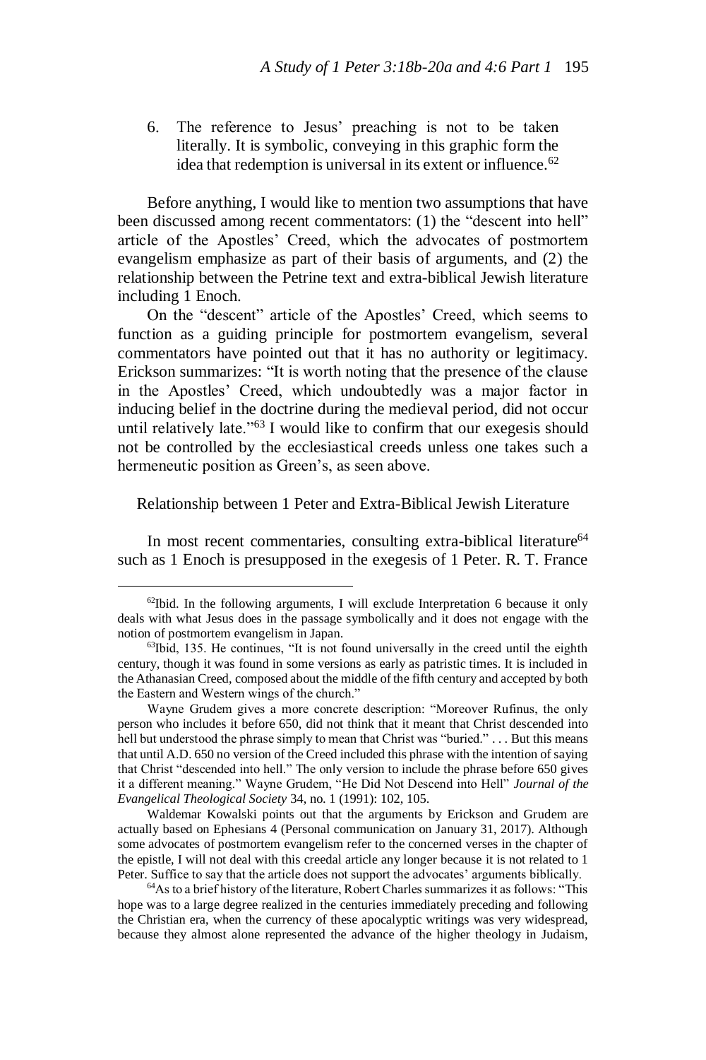6. The reference to Jesus' preaching is not to be taken literally. It is symbolic, conveying in this graphic form the idea that redemption is universal in its extent or influence.[62]

Before anything, I would like to mention two assumptions that have been discussed among recent commentators: (1) the "descent into hell" article of the Apostles' Creed, which the advocates of postmortem evangelism emphasize as part of their basis of arguments, and (2) the relationship between the Petrine text and extra-biblical Jewish literature including 1 Enoch.

On the "descent" article of the Apostles' Creed, which seems to function as a guiding principle for postmortem evangelism, several commentators have pointed out that it has no authority or legitimacy. Erickson summarizes: "It is worth noting that the presence of the clause in the Apostles' Creed, which undoubtedly was a major factor in inducing belief in the doctrine during the medieval period, did not occur until relatively late."[63] I would like to confirm that our exegesis should not be controlled by the ecclesiastical creeds unless one takes such a hermeneutic position as Green's, as seen above.

## Relationship between 1 Peter and Extra-Biblical Jewish Literature

In most recent commentaries, consulting extra-biblical literature[64] such as 1 Enoch is presupposed in the exegesis of 1 Peter. R. T. France

---

[62]Ibid. In the following arguments, I will exclude Interpretation 6 because it only deals with what Jesus does in the passage symbolically and it does not engage with the notion of postmortem evangelism in Japan.

[63]Ibid, 135. He continues, "It is not found universally in the creed until the eighth century, though it was found in some versions as early as patristic times. It is included in the Athanasian Creed, composed about the middle of the fifth century and accepted by both the Eastern and Western wings of the church."

Wayne Grudem gives a more concrete description: "Moreover Rufinus, the only person who includes it before 650, did not think that it meant that Christ descended into hell but understood the phrase simply to mean that Christ was "buried." . . . But this means that until A.D. 650 no version of the Creed included this phrase with the intention of saying that Christ "descended into hell." The only version to include the phrase before 650 gives it a different meaning." Wayne Grudem, "He Did Not Descend into Hell" *Journal of the Evangelical Theological Society* 34, no. 1 (1991): 102, 105.

Waldemar Kowalski points out that the arguments by Erickson and Grudem are actually based on Ephesians 4 (Personal communication on January 31, 2017). Although some advocates of postmortem evangelism refer to the concerned verses in the chapter of the epistle, I will not deal with this creedal article any longer because it is not related to 1 Peter. Suffice to say that the article does not support the advocates' arguments biblically.

[64]As to a brief history of the literature, Robert Charles summarizes it as follows: "This hope was to a large degree realized in the centuries immediately preceding and following the Christian era, when the currency of these apocalyptic writings was very widespread, because they almost alone represented the advance of the higher theology in Judaism,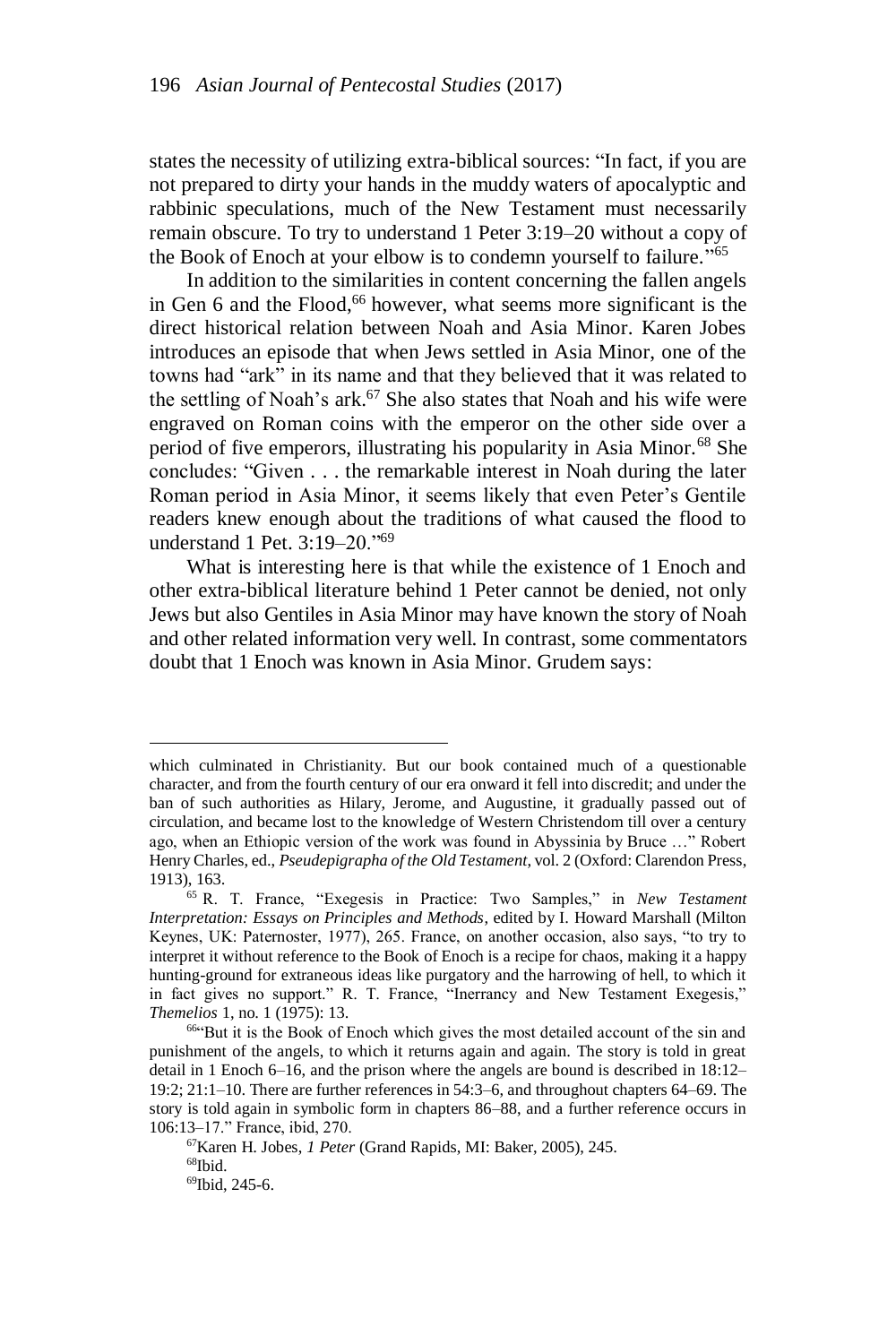states the necessity of utilizing extra-biblical sources: "In fact, if you are not prepared to dirty your hands in the muddy waters of apocalyptic and rabbinic speculations, much of the New Testament must necessarily remain obscure. To try to understand 1 Peter 3:19–20 without a copy of the Book of Enoch at your elbow is to condemn yourself to failure."[65]

In addition to the similarities in content concerning the fallen angels in Gen 6 and the Flood,[66] however, what seems more significant is the direct historical relation between Noah and Asia Minor. Karen Jobes introduces an episode that when Jews settled in Asia Minor, one of the towns had "ark" in its name and that they believed that it was related to the settling of Noah's ark.[67] She also states that Noah and his wife were engraved on Roman coins with the emperor on the other side over a period of five emperors, illustrating his popularity in Asia Minor.[68] She concludes: "Given . . . the remarkable interest in Noah during the later Roman period in Asia Minor, it seems likely that even Peter's Gentile readers knew enough about the traditions of what caused the flood to understand 1 Pet. 3:19–20."[69]

What is interesting here is that while the existence of 1 Enoch and other extra-biblical literature behind 1 Peter cannot be denied, not only Jews but also Gentiles in Asia Minor may have known the story of Noah and other related information very well. In contrast, some commentators doubt that 1 Enoch was known in Asia Minor. Grudem says:

---

which culminated in Christianity. But our book contained much of a questionable character, and from the fourth century of our era onward it fell into discredit; and under the ban of such authorities as Hilary, Jerome, and Augustine, it gradually passed out of circulation, and became lost to the knowledge of Western Christendom till over a century ago, when an Ethiopic version of the work was found in Abyssinia by Bruce …" Robert Henry Charles, ed., *Pseudepigrapha of the Old Testament*, vol. 2 (Oxford: Clarendon Press, 1913), 163.

[65] R. T. France, "Exegesis in Practice: Two Samples," in *New Testament Interpretation: Essays on Principles and Methods*, edited by I. Howard Marshall (Milton Keynes, UK: Paternoster, 1977), 265. France, on another occasion, also says, "to try to interpret it without reference to the Book of Enoch is a recipe for chaos, making it a happy hunting-ground for extraneous ideas like purgatory and the harrowing of hell, to which it in fact gives no support." R. T. France, "Inerrancy and New Testament Exegesis," *Themelios* 1, no. 1 (1975): 13.

[66] "But it is the Book of Enoch which gives the most detailed account of the sin and punishment of the angels, to which it returns again and again. The story is told in great detail in 1 Enoch 6–16, and the prison where the angels are bound is described in 18:12–19:2; 21:1–10. There are further references in 54:3–6, and throughout chapters 64–69. The story is told again in symbolic form in chapters 86–88, and a further reference occurs in 106:13–17." France, ibid, 270.

[67] Karen H. Jobes, *1 Peter* (Grand Rapids, MI: Baker, 2005), 245.

[68] Ibid.

[69] Ibid, 245-6.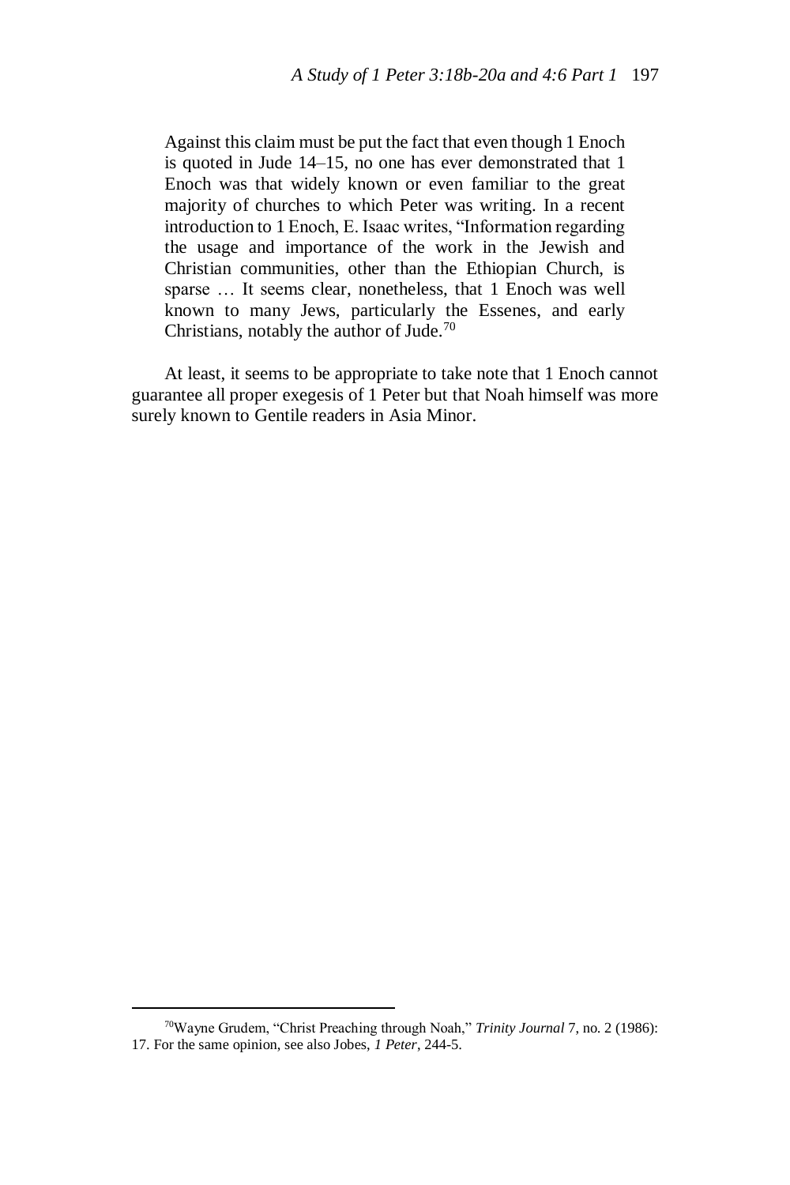> Against this claim must be put the fact that even though 1 Enoch is quoted in Jude 14–15, no one has ever demonstrated that 1 Enoch was that widely known or even familiar to the great majority of churches to which Peter was writing. In a recent introduction to 1 Enoch, E. Isaac writes, "Information regarding the usage and importance of the work in the Jewish and Christian communities, other than the Ethiopian Church, is sparse … It seems clear, nonetheless, that 1 Enoch was well known to many Jews, particularly the Essenes, and early Christians, notably the author of Jude.[70]

At least, it seems to be appropriate to take note that 1 Enoch cannot guarantee all proper exegesis of 1 Peter but that Noah himself was more surely known to Gentile readers in Asia Minor.

---

[70]Wayne Grudem, "Christ Preaching through Noah," *Trinity Journal* 7, no. 2 (1986): 17. For the same opinion, see also Jobes, *1 Peter*, 244-5.